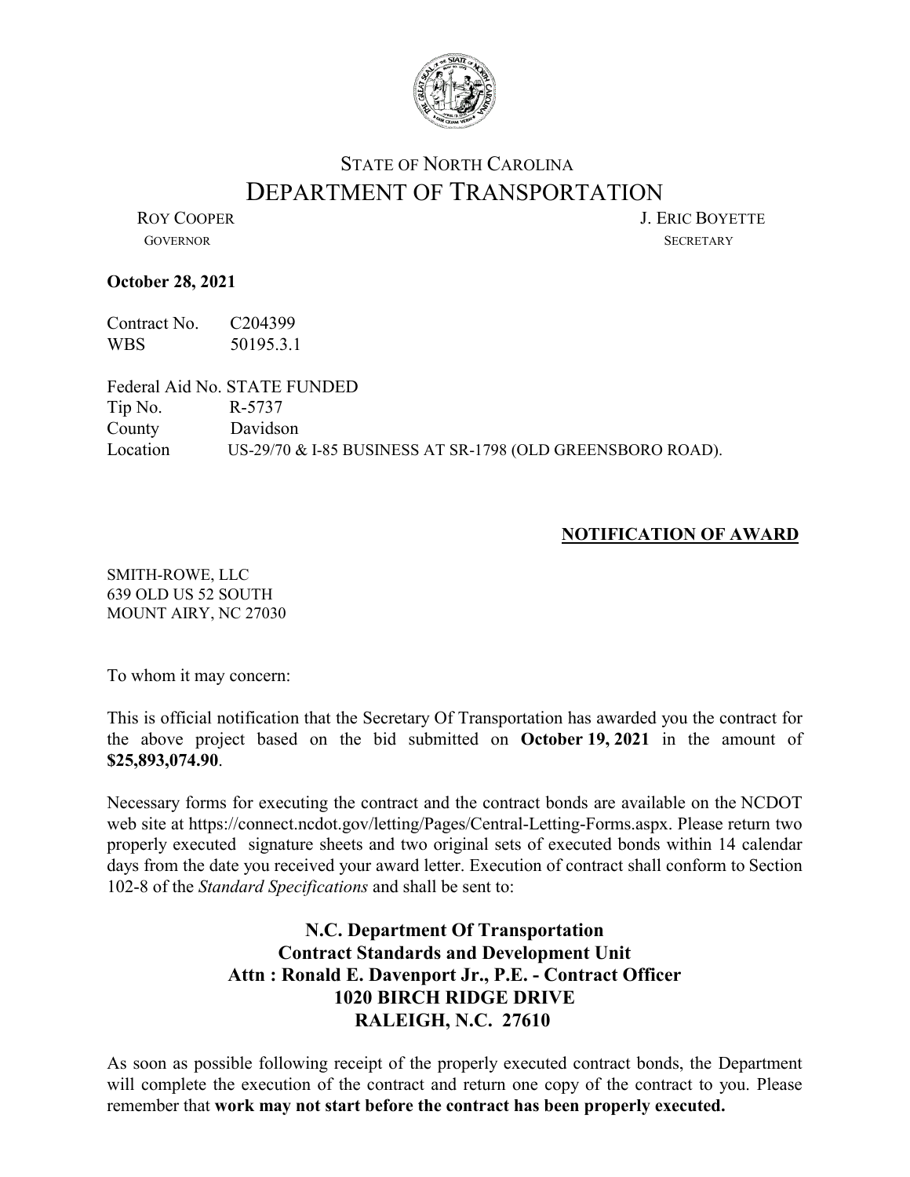STATE OF NORTH CAROLINA

# DEPARTMENT OF TRANSPORTATION

ROY COOPER
GOVERNOR

J. ERIC BOYETTE
SECRETARY

**October 28, 2021**

Contract No. C204399
WBS 50195.3.1

Federal Aid No. STATE FUNDED
Tip No. R-5737
County Davidson
Location US-29/70 & I-85 BUSINESS AT SR-1798 (OLD GREENSBORO ROAD).

**NOTIFICATION OF AWARD**

SMITH-ROWE, LLC
639 OLD US 52 SOUTH
MOUNT AIRY, NC 27030

To whom it may concern:

This is official notification that the Secretary Of Transportation has awarded you the contract for the above project based on the bid submitted on **October 19, 2021** in the amount of **$25,893,074.90**.

Necessary forms for executing the contract and the contract bonds are available on the NCDOT web site at https://connect.ncdot.gov/letting/Pages/Central-Letting-Forms.aspx. Please return two properly executed signature sheets and two original sets of executed bonds within 14 calendar days from the date you received your award letter. Execution of contract shall conform to Section 102-8 of the *Standard Specifications* and shall be sent to:

**N.C. Department Of Transportation**
**Contract Standards and Development Unit**
**Attn : Ronald E. Davenport Jr., P.E. - Contract Officer**
**1020 BIRCH RIDGE DRIVE**
**RALEIGH, N.C. 27610**

As soon as possible following receipt of the properly executed contract bonds, the Department will complete the execution of the contract and return one copy of the contract to you. Please remember that **work may not start before the contract has been properly executed.**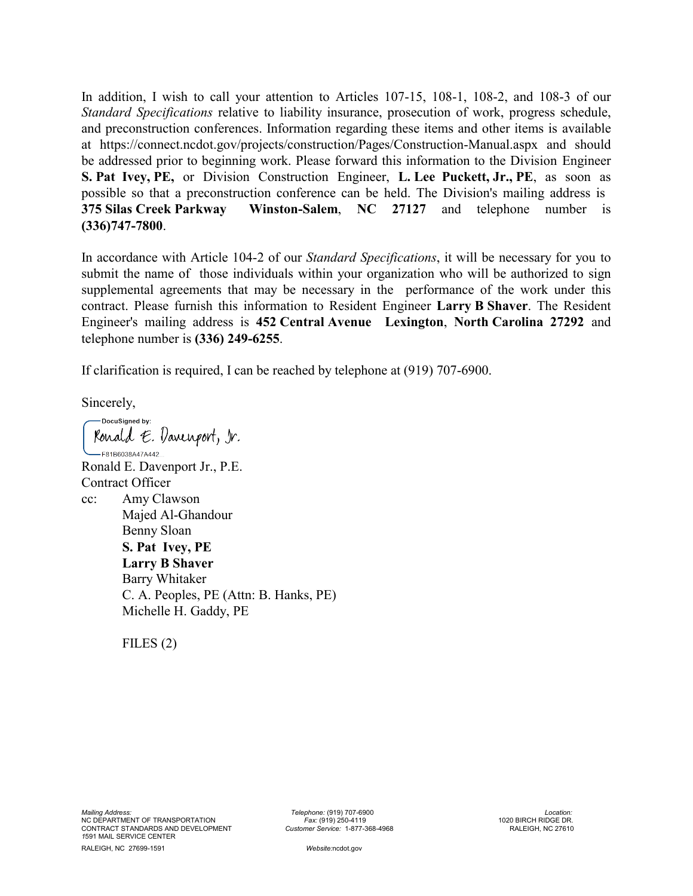In addition, I wish to call your attention to Articles 107-15, 108-1, 108-2, and 108-3 of our *Standard Specifications* relative to liability insurance, prosecution of work, progress schedule, and preconstruction conferences. Information regarding these items and other items is available at https://connect.ncdot.gov/projects/construction/Pages/Construction-Manual.aspx and should be addressed prior to beginning work. Please forward this information to the Division Engineer **S. Pat Ivey, PE,** or Division Construction Engineer, **L. Lee Puckett, Jr., PE**, as soon as possible so that a preconstruction conference can be held. The Division's mailing address is **375 Silas Creek Parkway Winston-Salem**, **NC 27127** and telephone number is **(336)747-7800**.

In accordance with Article 104-2 of our *Standard Specifications*, it will be necessary for you to submit the name of those individuals within your organization who will be authorized to sign supplemental agreements that may be necessary in the performance of the work under this contract. Please furnish this information to Resident Engineer **Larry B Shaver**. The Resident Engineer's mailing address is **452 Central Avenue Lexington**, **North Carolina 27292** and telephone number is **(336) 249-6255**.

If clarification is required, I can be reached by telephone at (919) 707-6900.

Sincerely,

DocuSigned by:
Ronald E. Davenport, Jr.
F81B6038A47A442...

Ronald E. Davenport Jr., P.E.
Contract Officer

cc: Amy Clawson
Majed Al-Ghandour
Benny Sloan
**S. Pat Ivey, PE**
**Larry B Shaver**
Barry Whitaker
C. A. Peoples, PE (Attn: B. Hanks, PE)
Michelle H. Gaddy, PE

FILES (2)

*Mailing Address:*
NC DEPARTMENT OF TRANSPORTATION
CONTRACT STANDARDS AND DEVELOPMENT
1591 MAIL SERVICE CENTER
RALEIGH, NC 27699-1591

*Telephone:* (919) 707-6900
*Fax:* (919) 250-4119
*Customer Service:* 1-877-368-4968
*Website:*ncdot.gov

*Location:*
1020 BIRCH RIDGE DR.
RALEIGH, NC 27610